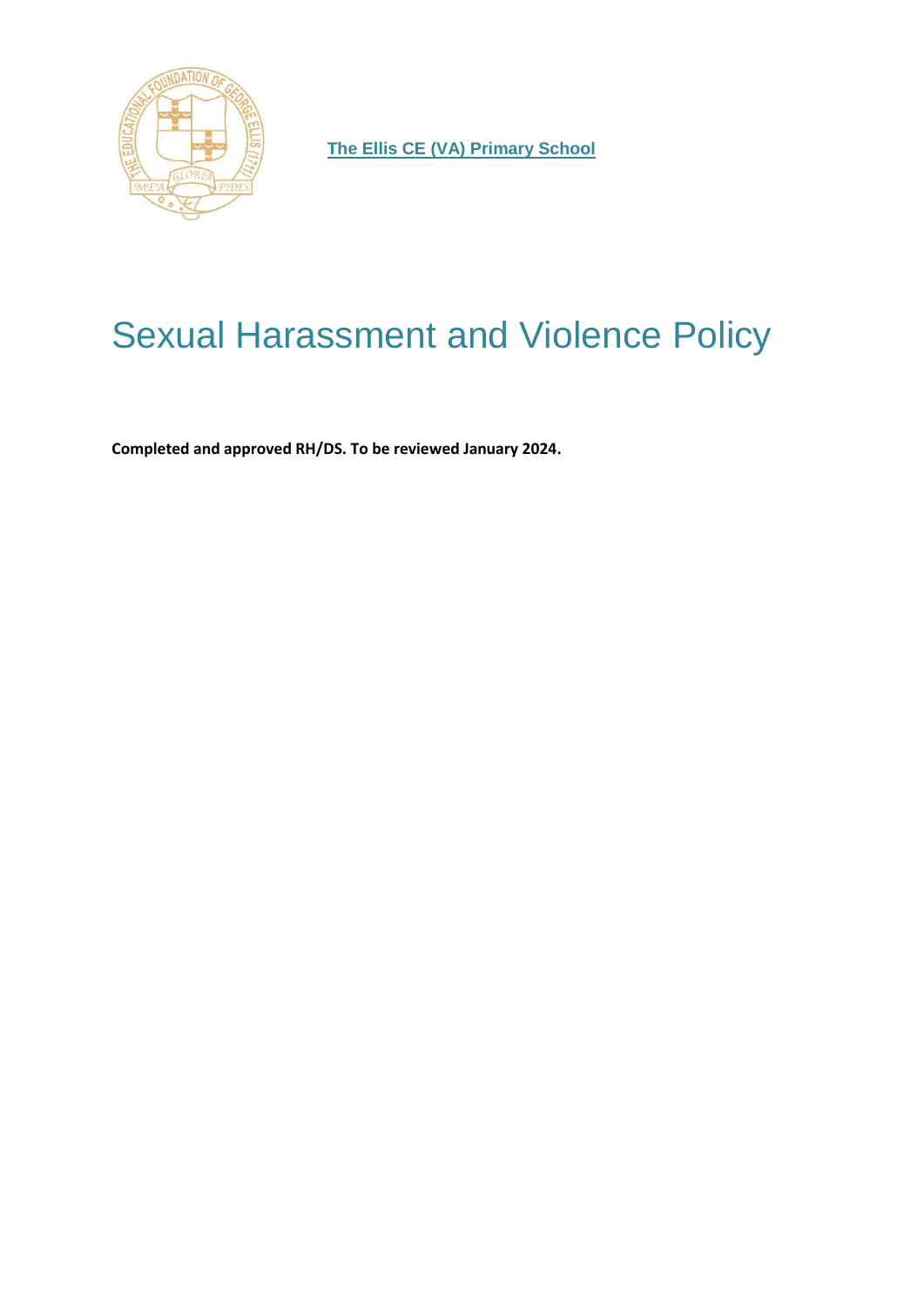**The Ellis CE (VA) Primary School**

# Sexual Harassment and Violence Policy

**Completed and approved RH/DS. To be reviewed January 2024.**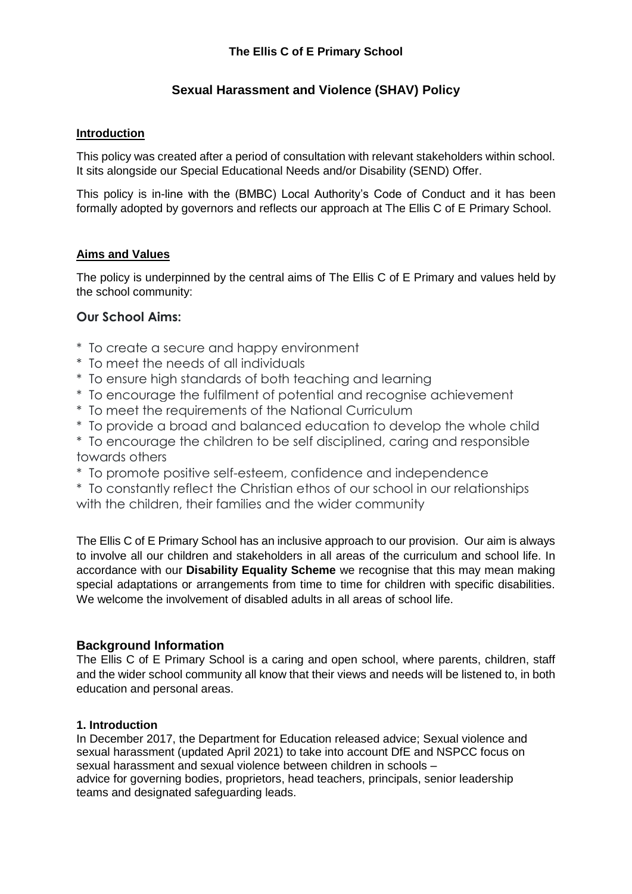**The Ellis C of E Primary School**

## Sexual Harassment and Violence (SHAV) Policy

### Introduction

This policy was created after a period of consultation with relevant stakeholders within school. It sits alongside our Special Educational Needs and/or Disability (SEND) Offer.

This policy is in-line with the (BMBC) Local Authority's Code of Conduct and it has been formally adopted by governors and reflects our approach at The Ellis C of E Primary School.

### Aims and Values

The policy is underpinned by the central aims of The Ellis C of E Primary and values held by the school community:

### Our School Aims:

* To create a secure and happy environment
* To meet the needs of all individuals
* To ensure high standards of both teaching and learning
* To encourage the fulfilment of potential and recognise achievement
* To meet the requirements of the National Curriculum
* To provide a broad and balanced education to develop the whole child
* To encourage the children to be self disciplined, caring and responsible towards others
* To promote positive self-esteem, confidence and independence
* To constantly reflect the Christian ethos of our school in our relationships with the children, their families and the wider community

The Ellis C of E Primary School has an inclusive approach to our provision. Our aim is always to involve all our children and stakeholders in all areas of the curriculum and school life. In accordance with our **Disability Equality Scheme** we recognise that this may mean making special adaptations or arrangements from time to time for children with specific disabilities. We welcome the involvement of disabled adults in all areas of school life.

### Background Information

The Ellis C of E Primary School is a caring and open school, where parents, children, staff and the wider school community all know that their views and needs will be listened to, in both education and personal areas.

#### 1. Introduction

In December 2017, the Department for Education released advice; Sexual violence and sexual harassment (updated April 2021) to take into account DfE and NSPCC focus on sexual harassment and sexual violence between children in schools – advice for governing bodies, proprietors, head teachers, principals, senior leadership teams and designated safeguarding leads.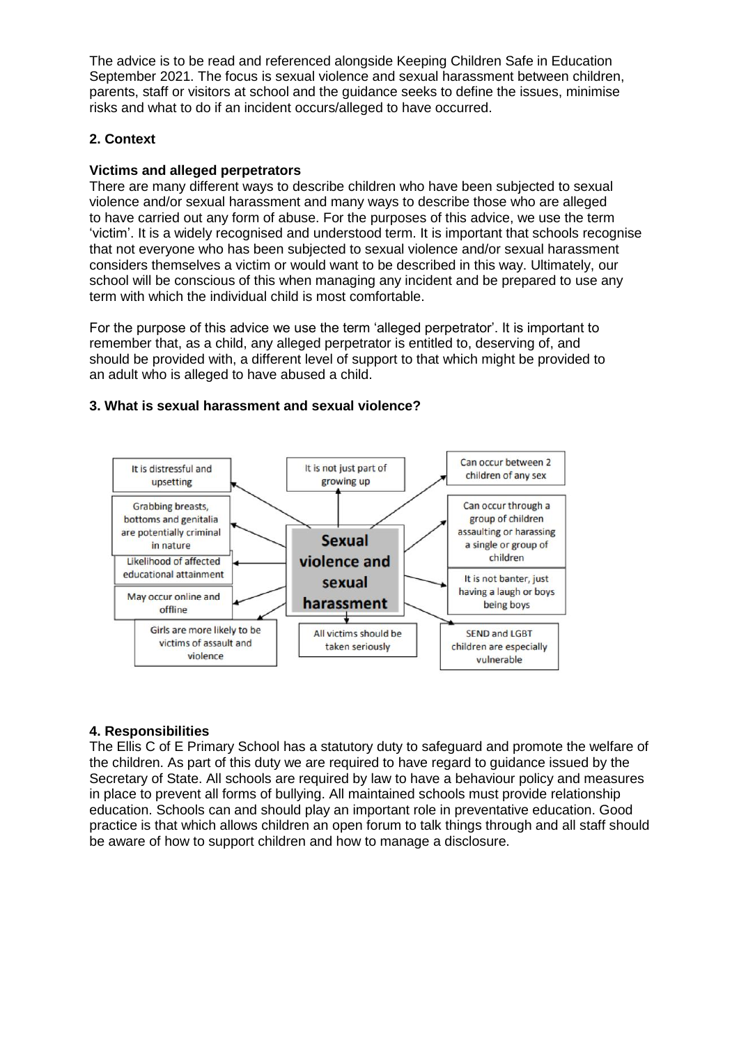The advice is to be read and referenced alongside Keeping Children Safe in Education September 2021. The focus is sexual violence and sexual harassment between children, parents, staff or visitors at school and the guidance seeks to define the issues, minimise risks and what to do if an incident occurs/alleged to have occurred.

**2. Context**

**Victims and alleged perpetrators**

There are many different ways to describe children who have been subjected to sexual violence and/or sexual harassment and many ways to describe those who are alleged to have carried out any form of abuse. For the purposes of this advice, we use the term 'victim'. It is a widely recognised and understood term. It is important that schools recognise that not everyone who has been subjected to sexual violence and/or sexual harassment considers themselves a victim or would want to be described in this way. Ultimately, our school will be conscious of this when managing any incident and be prepared to use any term with which the individual child is most comfortable.

For the purpose of this advice we use the term 'alleged perpetrator'. It is important to remember that, as a child, any alleged perpetrator is entitled to, deserving of, and should be provided with, a different level of support to that which might be provided to an adult who is alleged to have abused a child.

**3. What is sexual harassment and sexual violence?**

**Sexual violence and sexual harassment**

- It is distressful and upsetting
- It is not just part of growing up
- Can occur between 2 children of any sex
- Grabbing breasts, bottoms and genitalia are potentially criminal in nature
- Can occur through a group of children assaulting or harassing a single or group of children
- Likelihood of affected educational attainment
- It is not banter, just having a laugh or boys being boys
- May occur online and offline
- Girls are more likely to be victims of assault and violence
- All victims should be taken seriously
- SEND and LGBT children are especially vulnerable

**4. Responsibilities**

The Ellis C of E Primary School has a statutory duty to safeguard and promote the welfare of the children. As part of this duty we are required to have regard to guidance issued by the Secretary of State. All schools are required by law to have a behaviour policy and measures in place to prevent all forms of bullying. All maintained schools must provide relationship education. Schools can and should play an important role in preventative education. Good practice is that which allows children an open forum to talk things through and all staff should be aware of how to support children and how to manage a disclosure.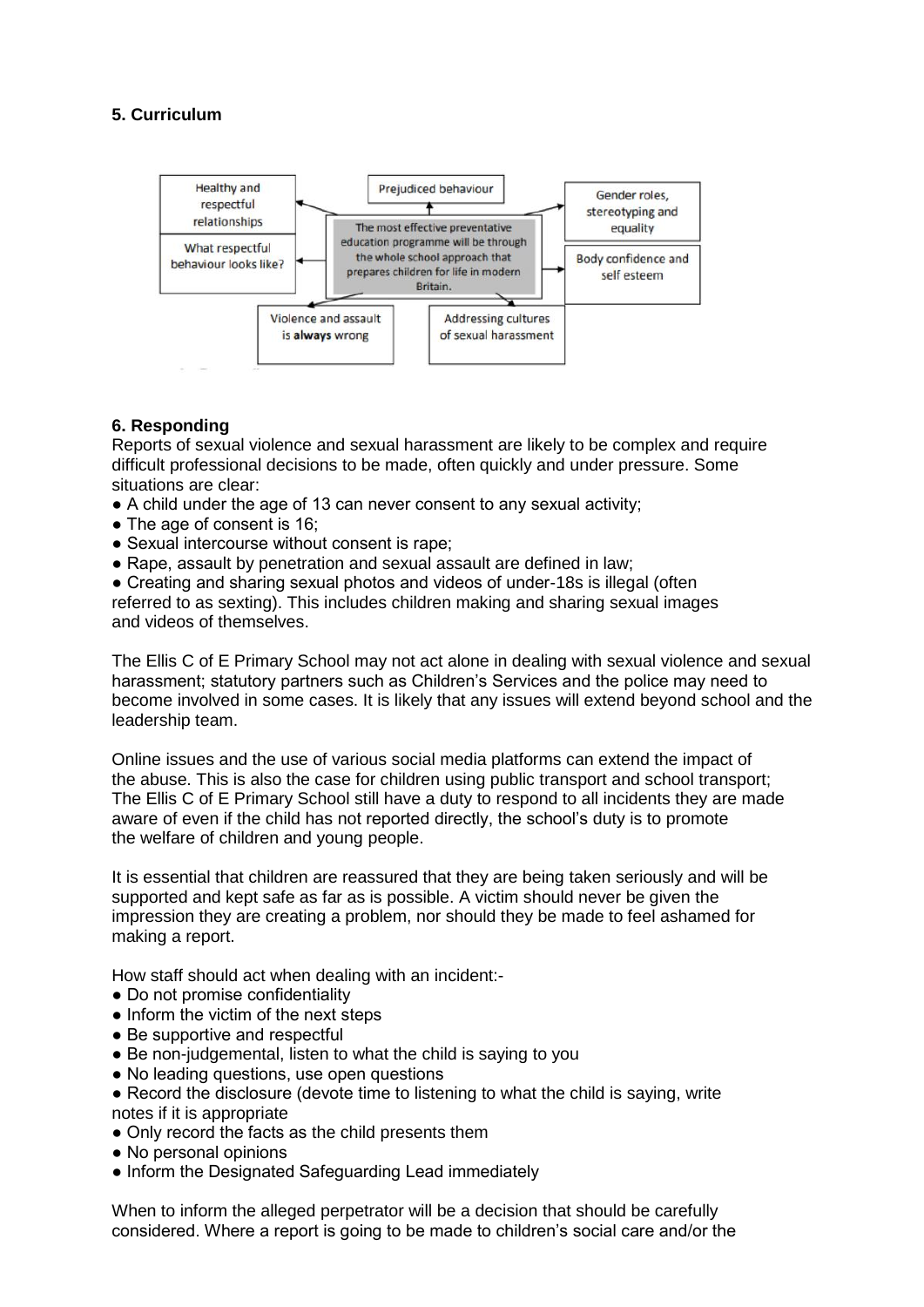## 5. Curriculum

Healthy and respectful relationships

What respectful behaviour looks like?

Prejudiced behaviour

The most effective preventative education programme will be through the whole school approach that prepares children for life in modern Britain.

Gender roles, stereotyping and equality

Body confidence and self esteem

Violence and assault is **always** wrong

Addressing cultures of sexual harassment

## 6. Responding

Reports of sexual violence and sexual harassment are likely to be complex and require difficult professional decisions to be made, often quickly and under pressure. Some situations are clear:

- A child under the age of 13 can never consent to any sexual activity;
- The age of consent is 16;
- Sexual intercourse without consent is rape;
- Rape, assault by penetration and sexual assault are defined in law;
- Creating and sharing sexual photos and videos of under-18s is illegal (often referred to as sexting). This includes children making and sharing sexual images and videos of themselves.

The Ellis C of E Primary School may not act alone in dealing with sexual violence and sexual harassment; statutory partners such as Children's Services and the police may need to become involved in some cases. It is likely that any issues will extend beyond school and the leadership team.

Online issues and the use of various social media platforms can extend the impact of the abuse. This is also the case for children using public transport and school transport; The Ellis C of E Primary School still have a duty to respond to all incidents they are made aware of even if the child has not reported directly, the school's duty is to promote the welfare of children and young people.

It is essential that children are reassured that they are being taken seriously and will be supported and kept safe as far as is possible. A victim should never be given the impression they are creating a problem, nor should they be made to feel ashamed for making a report.

How staff should act when dealing with an incident:-

- Do not promise confidentiality
- Inform the victim of the next steps
- Be supportive and respectful
- Be non-judgemental, listen to what the child is saying to you
- No leading questions, use open questions
- Record the disclosure (devote time to listening to what the child is saying, write notes if it is appropriate
- Only record the facts as the child presents them
- No personal opinions
- Inform the Designated Safeguarding Lead immediately

When to inform the alleged perpetrator will be a decision that should be carefully considered. Where a report is going to be made to children's social care and/or the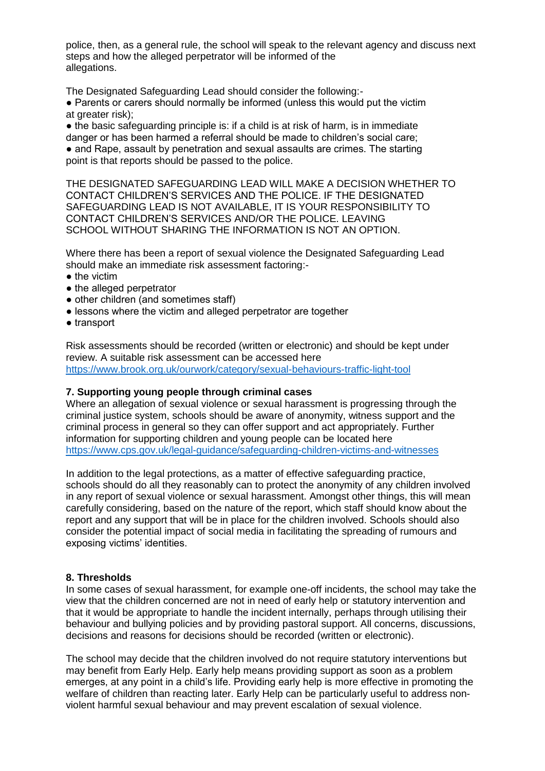police, then, as a general rule, the school will speak to the relevant agency and discuss next steps and how the alleged perpetrator will be informed of the allegations.

The Designated Safeguarding Lead should consider the following:-

- Parents or carers should normally be informed (unless this would put the victim at greater risk);
- the basic safeguarding principle is: if a child is at risk of harm, is in immediate danger or has been harmed a referral should be made to children's social care;
- and Rape, assault by penetration and sexual assaults are crimes. The starting point is that reports should be passed to the police.

THE DESIGNATED SAFEGUARDING LEAD WILL MAKE A DECISION WHETHER TO CONTACT CHILDREN'S SERVICES AND THE POLICE. IF THE DESIGNATED SAFEGUARDING LEAD IS NOT AVAILABLE, IT IS YOUR RESPONSIBILITY TO CONTACT CHILDREN'S SERVICES AND/OR THE POLICE. LEAVING SCHOOL WITHOUT SHARING THE INFORMATION IS NOT AN OPTION.

Where there has been a report of sexual violence the Designated Safeguarding Lead should make an immediate risk assessment factoring:-

- the victim
- the alleged perpetrator
- other children (and sometimes staff)
- lessons where the victim and alleged perpetrator are together
- transport

Risk assessments should be recorded (written or electronic) and should be kept under review. A suitable risk assessment can be accessed here https://www.brook.org.uk/ourwork/category/sexual-behaviours-traffic-light-tool

**7. Supporting young people through criminal cases**

Where an allegation of sexual violence or sexual harassment is progressing through the criminal justice system, schools should be aware of anonymity, witness support and the criminal process in general so they can offer support and act appropriately. Further information for supporting children and young people can be located here https://www.cps.gov.uk/legal-guidance/safeguarding-children-victims-and-witnesses

In addition to the legal protections, as a matter of effective safeguarding practice, schools should do all they reasonably can to protect the anonymity of any children involved in any report of sexual violence or sexual harassment. Amongst other things, this will mean carefully considering, based on the nature of the report, which staff should know about the report and any support that will be in place for the children involved. Schools should also consider the potential impact of social media in facilitating the spreading of rumours and exposing victims' identities.

**8. Thresholds**

In some cases of sexual harassment, for example one-off incidents, the school may take the view that the children concerned are not in need of early help or statutory intervention and that it would be appropriate to handle the incident internally, perhaps through utilising their behaviour and bullying policies and by providing pastoral support. All concerns, discussions, decisions and reasons for decisions should be recorded (written or electronic).

The school may decide that the children involved do not require statutory interventions but may benefit from Early Help. Early help means providing support as soon as a problem emerges, at any point in a child's life. Providing early help is more effective in promoting the welfare of children than reacting later. Early Help can be particularly useful to address non-violent harmful sexual behaviour and may prevent escalation of sexual violence.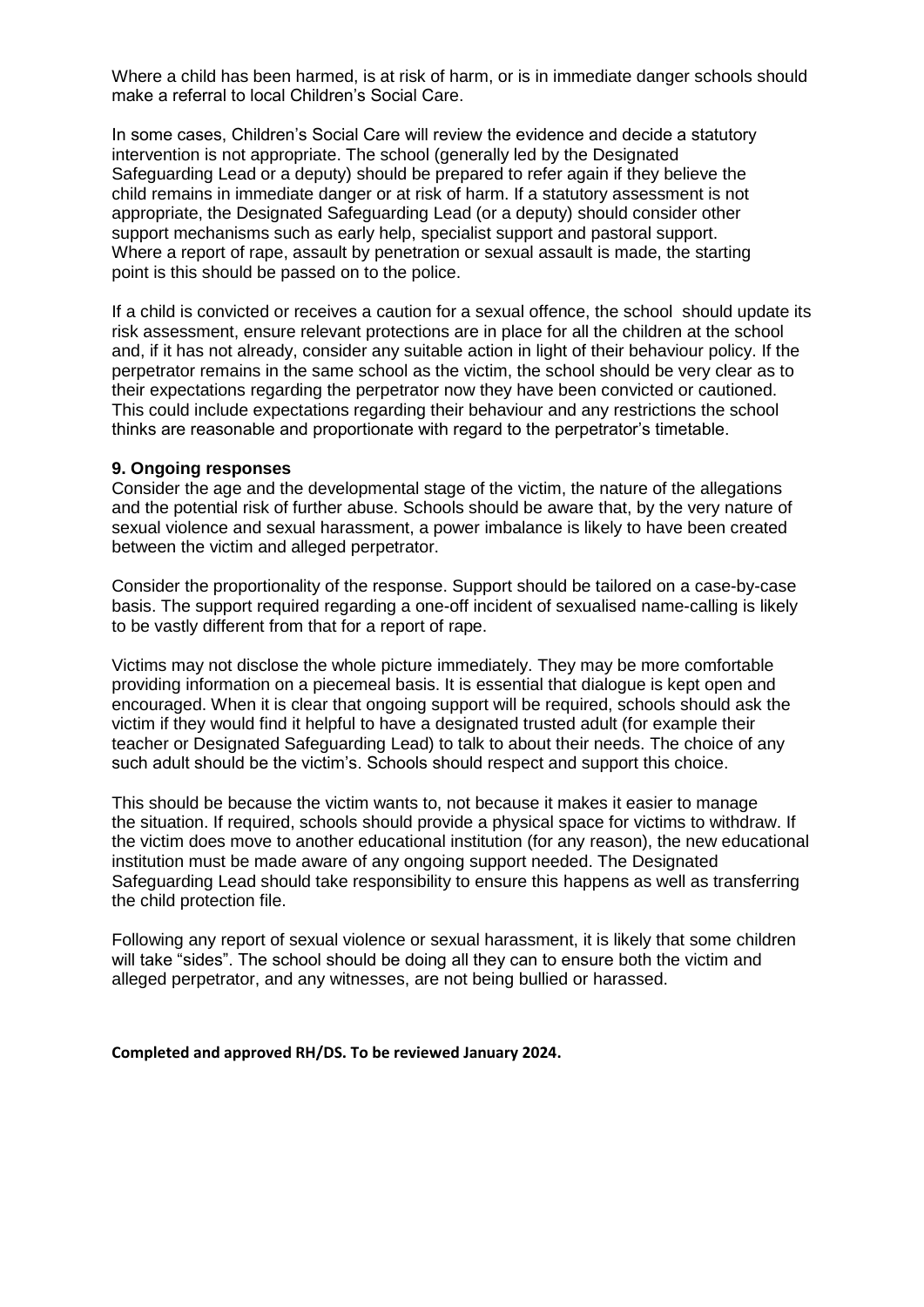Where a child has been harmed, is at risk of harm, or is in immediate danger schools should make a referral to local Children's Social Care.

In some cases, Children's Social Care will review the evidence and decide a statutory intervention is not appropriate. The school (generally led by the Designated Safeguarding Lead or a deputy) should be prepared to refer again if they believe the child remains in immediate danger or at risk of harm. If a statutory assessment is not appropriate, the Designated Safeguarding Lead (or a deputy) should consider other support mechanisms such as early help, specialist support and pastoral support. Where a report of rape, assault by penetration or sexual assault is made, the starting point is this should be passed on to the police.

If a child is convicted or receives a caution for a sexual offence, the school should update its risk assessment, ensure relevant protections are in place for all the children at the school and, if it has not already, consider any suitable action in light of their behaviour policy. If the perpetrator remains in the same school as the victim, the school should be very clear as to their expectations regarding the perpetrator now they have been convicted or cautioned. This could include expectations regarding their behaviour and any restrictions the school thinks are reasonable and proportionate with regard to the perpetrator's timetable.

**9. Ongoing responses**

Consider the age and the developmental stage of the victim, the nature of the allegations and the potential risk of further abuse. Schools should be aware that, by the very nature of sexual violence and sexual harassment, a power imbalance is likely to have been created between the victim and alleged perpetrator.

Consider the proportionality of the response. Support should be tailored on a case-by-case basis. The support required regarding a one-off incident of sexualised name-calling is likely to be vastly different from that for a report of rape.

Victims may not disclose the whole picture immediately. They may be more comfortable providing information on a piecemeal basis. It is essential that dialogue is kept open and encouraged. When it is clear that ongoing support will be required, schools should ask the victim if they would find it helpful to have a designated trusted adult (for example their teacher or Designated Safeguarding Lead) to talk to about their needs. The choice of any such adult should be the victim's. Schools should respect and support this choice.

This should be because the victim wants to, not because it makes it easier to manage the situation. If required, schools should provide a physical space for victims to withdraw. If the victim does move to another educational institution (for any reason), the new educational institution must be made aware of any ongoing support needed. The Designated Safeguarding Lead should take responsibility to ensure this happens as well as transferring the child protection file.

Following any report of sexual violence or sexual harassment, it is likely that some children will take "sides". The school should be doing all they can to ensure both the victim and alleged perpetrator, and any witnesses, are not being bullied or harassed.

**Completed and approved RH/DS. To be reviewed January 2024.**